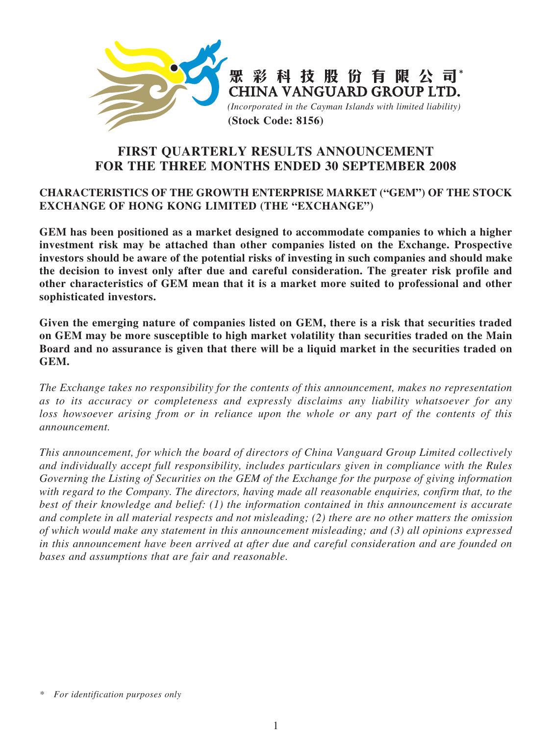眾彩科技股份有限公司*

**CHINA VANGUARD GROUP LTD.**

*(Incorporated in the Cayman Islands with limited liability)*

**(Stock Code: 8156)**

# FIRST QUARTERLY RESULTS ANNOUNCEMENT FOR THE THREE MONTHS ENDED 30 SEPTEMBER 2008

## CHARACTERISTICS OF THE GROWTH ENTERPRISE MARKET ("GEM") OF THE STOCK EXCHANGE OF HONG KONG LIMITED (THE "EXCHANGE")

**GEM has been positioned as a market designed to accommodate companies to which a higher investment risk may be attached than other companies listed on the Exchange. Prospective investors should be aware of the potential risks of investing in such companies and should make the decision to invest only after due and careful consideration. The greater risk profile and other characteristics of GEM mean that it is a market more suited to professional and other sophisticated investors.**

**Given the emerging nature of companies listed on GEM, there is a risk that securities traded on GEM may be more susceptible to high market volatility than securities traded on the Main Board and no assurance is given that there will be a liquid market in the securities traded on GEM.**

*The Exchange takes no responsibility for the contents of this announcement, makes no representation as to its accuracy or completeness and expressly disclaims any liability whatsoever for any loss howsoever arising from or in reliance upon the whole or any part of the contents of this announcement.*

*This announcement, for which the board of directors of China Vanguard Group Limited collectively and individually accept full responsibility, includes particulars given in compliance with the Rules Governing the Listing of Securities on the GEM of the Exchange for the purpose of giving information with regard to the Company. The directors, having made all reasonable enquiries, confirm that, to the best of their knowledge and belief: (1) the information contained in this announcement is accurate and complete in all material respects and not misleading; (2) there are no other matters the omission of which would make any statement in this announcement misleading; and (3) all opinions expressed in this announcement have been arrived at after due and careful consideration and are founded on bases and assumptions that are fair and reasonable.*

\* *For identification purposes only*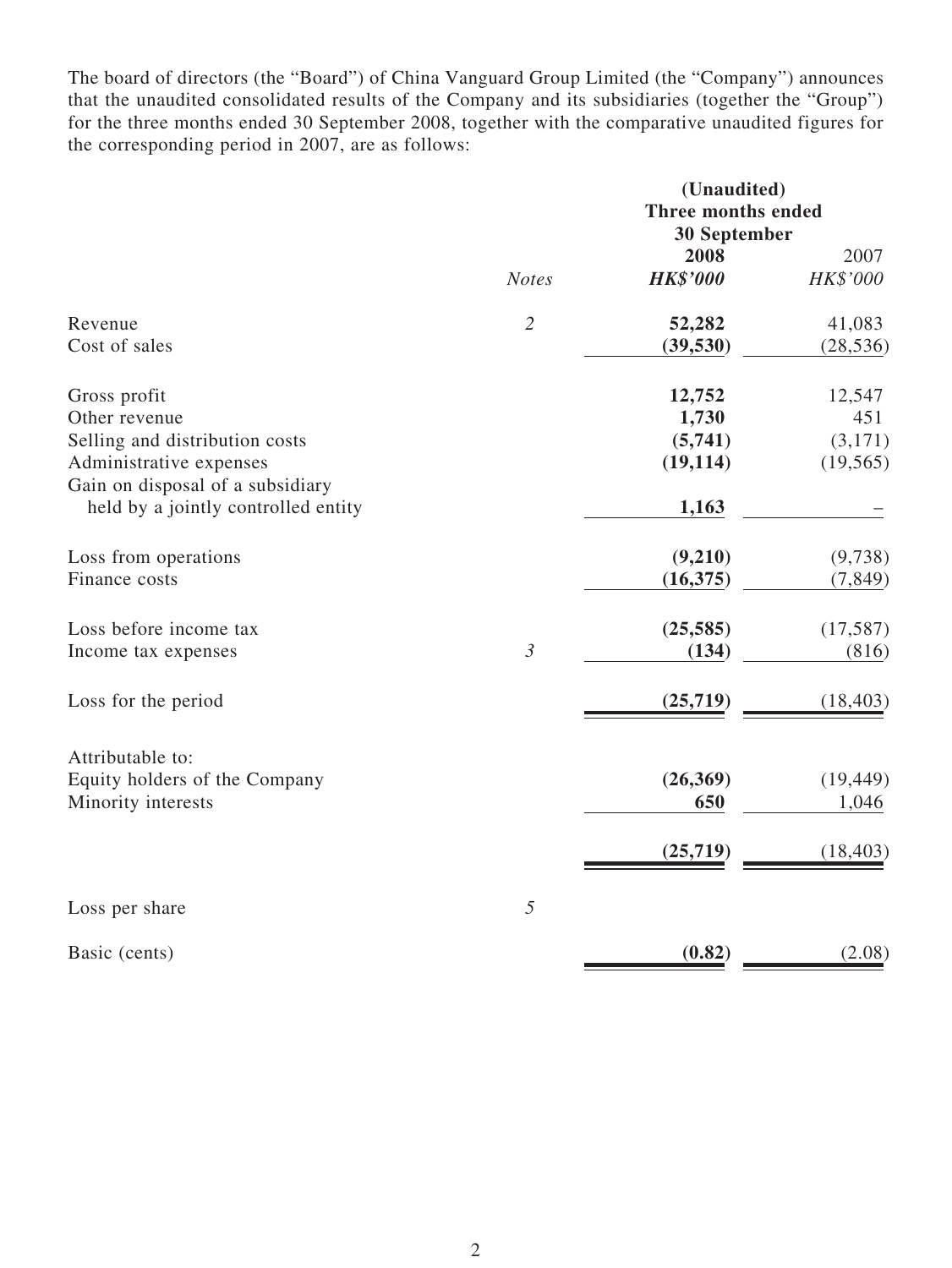The board of directors (the "Board") of China Vanguard Group Limited (the "Company") announces that the unaudited consolidated results of the Company and its subsidiaries (together the "Group") for the three months ended 30 September 2008, together with the comparative unaudited figures for the corresponding period in 2007, are as follows:

| | | (Unaudited) Three months ended 30 September | |
|---|---|---|---|
| | | **2008** | 2007 |
| | *Notes* | ***HK$'000*** | *HK$'000* |
| Revenue | *2* | **52,282** | 41,083 |
| Cost of sales | | **(39,530)** | (28,536) |
| Gross profit | | **12,752** | 12,547 |
| Other revenue | | **1,730** | 451 |
| Selling and distribution costs | | **(5,741)** | (3,171) |
| Administrative expenses | | **(19,114)** | (19,565) |
| Gain on disposal of a subsidiary held by a jointly controlled entity | | **1,163** | – |
| Loss from operations | | **(9,210)** | (9,738) |
| Finance costs | | **(16,375)** | (7,849) |
| Loss before income tax | | **(25,585)** | (17,587) |
| Income tax expenses | *3* | **(134)** | (816) |
| Loss for the period | | **(25,719)** | (18,403) |
| Attributable to: | | | |
| Equity holders of the Company | | **(26,369)** | (19,449) |
| Minority interests | | **650** | 1,046 |
| | | **(25,719)** | (18,403) |
| Loss per share | *5* | | |
| Basic (cents) | | **(0.82)** | (2.08) |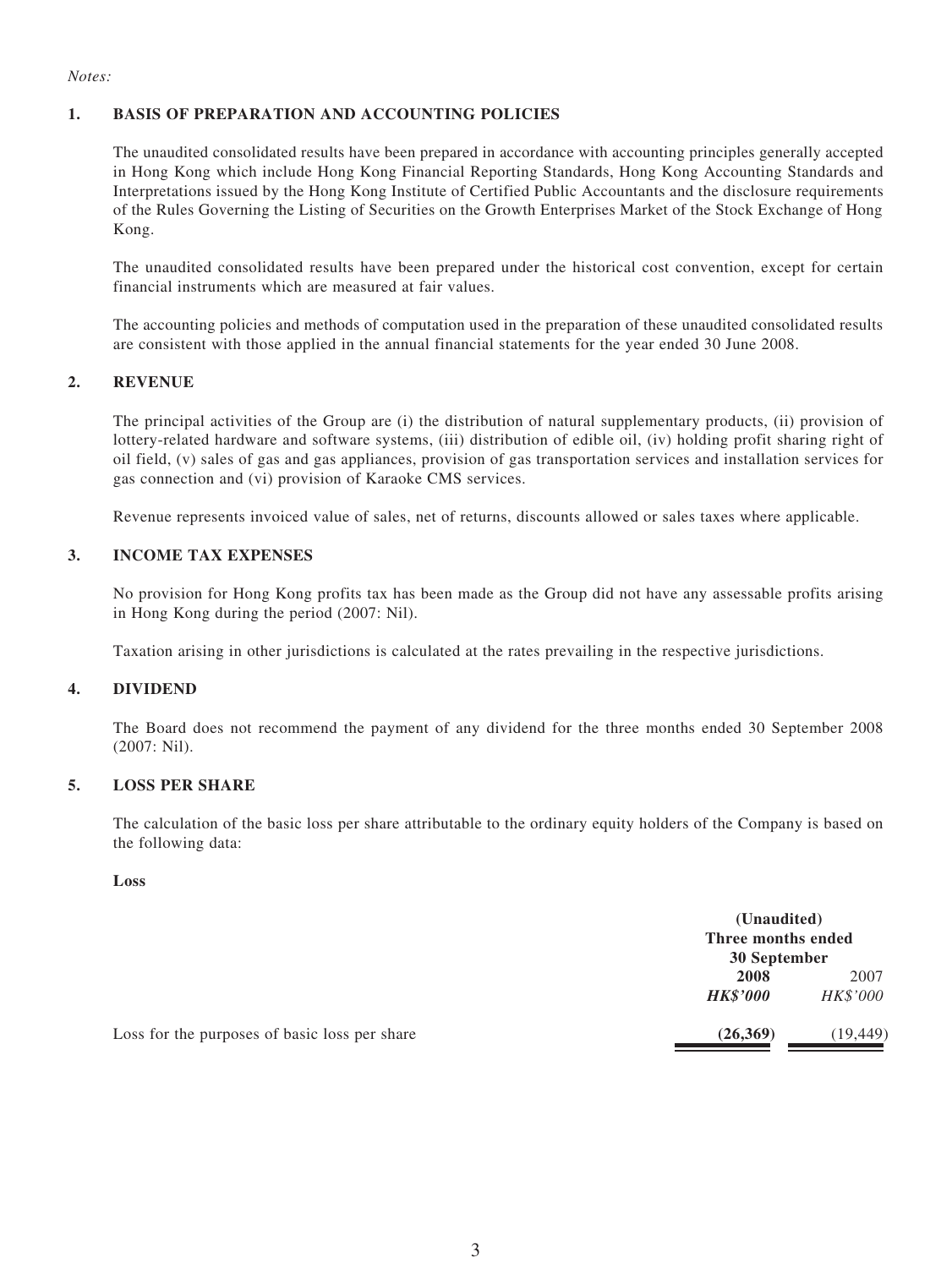*Notes:*

## 1. BASIS OF PREPARATION AND ACCOUNTING POLICIES

The unaudited consolidated results have been prepared in accordance with accounting principles generally accepted in Hong Kong which include Hong Kong Financial Reporting Standards, Hong Kong Accounting Standards and Interpretations issued by the Hong Kong Institute of Certified Public Accountants and the disclosure requirements of the Rules Governing the Listing of Securities on the Growth Enterprises Market of the Stock Exchange of Hong Kong.

The unaudited consolidated results have been prepared under the historical cost convention, except for certain financial instruments which are measured at fair values.

The accounting policies and methods of computation used in the preparation of these unaudited consolidated results are consistent with those applied in the annual financial statements for the year ended 30 June 2008.

## 2. REVENUE

The principal activities of the Group are (i) the distribution of natural supplementary products, (ii) provision of lottery-related hardware and software systems, (iii) distribution of edible oil, (iv) holding profit sharing right of oil field, (v) sales of gas and gas appliances, provision of gas transportation services and installation services for gas connection and (vi) provision of Karaoke CMS services.

Revenue represents invoiced value of sales, net of returns, discounts allowed or sales taxes where applicable.

## 3. INCOME TAX EXPENSES

No provision for Hong Kong profits tax has been made as the Group did not have any assessable profits arising in Hong Kong during the period (2007: Nil).

Taxation arising in other jurisdictions is calculated at the rates prevailing in the respective jurisdictions.

## 4. DIVIDEND

The Board does not recommend the payment of any dividend for the three months ended 30 September 2008 (2007: Nil).

## 5. LOSS PER SHARE

The calculation of the basic loss per share attributable to the ordinary equity holders of the Company is based on the following data:

**Loss**

| | **(Unaudited) Three months ended 30 September** | |
|---|---|---|
| | **2008** | 2007 |
| | ***HK$'000*** | *HK$'000* |
| Loss for the purposes of basic loss per share | **(26,369)** | (19,449) |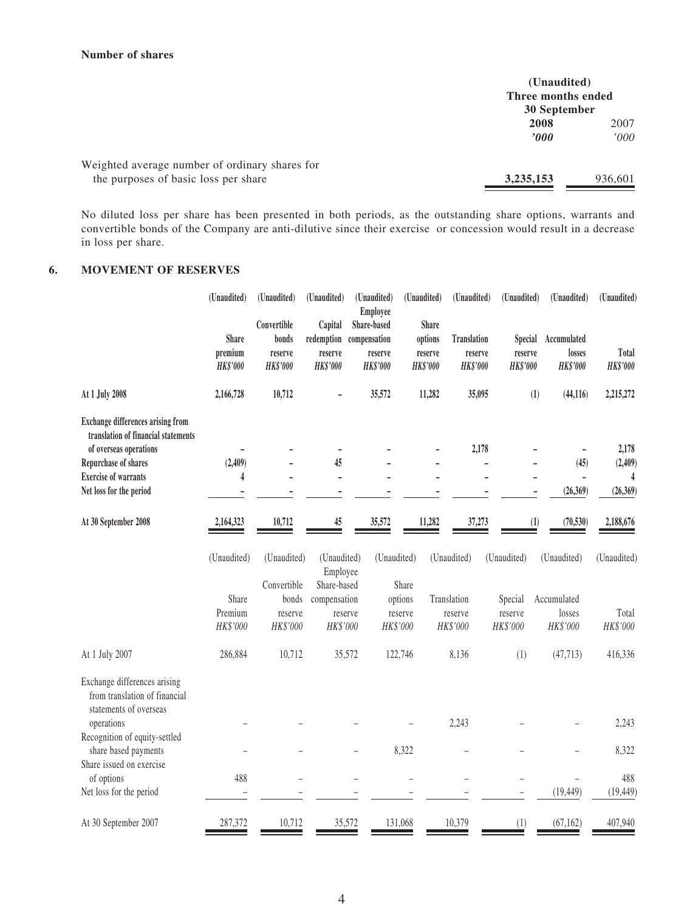**Number of shares**

| | (Unaudited) Three months ended 30 September | |
|---|---|---|
| | **2008** | 2007 |
| | ***'000*** | *'000* |
| Weighted average number of ordinary shares for the purposes of basic loss per share | **3,235,153** | 936,601 |

No diluted loss per share has been presented in both periods, as the outstanding share options, warrants and convertible bonds of the Company are anti-dilutive since their exercise or concession would result in a decrease in loss per share.

## 6. MOVEMENT OF RESERVES

| | **(Unaudited)** | **(Unaudited)** | **(Unaudited)** | **(Unaudited)** | **(Unaudited)** | **(Unaudited)** | **(Unaudited)** | **(Unaudited)** | **(Unaudited)** |
|---|---|---|---|---|---|---|---|---|---|
| | **Share premium** | **Convertible bonds reserve** | **Capital redemption reserve** | **Employee Share-based compensation reserve** | **Share options reserve** | **Translation reserve** | **Special reserve** | **Accumulated losses** | **Total** |
| | ***HK$'000*** | ***HK$'000*** | ***HK$'000*** | ***HK$'000*** | ***HK$'000*** | ***HK$'000*** | ***HK$'000*** | ***HK$'000*** | ***HK$'000*** |
| **At 1 July 2008** | **2,166,728** | **10,712** | **–** | **35,572** | **11,282** | **35,095** | **(1)** | **(44,116)** | **2,215,272** |
| **Exchange differences arising from translation of financial statements of overseas operations** | **–** | **–** | **–** | **–** | **–** | **2,178** | **–** | **–** | **2,178** |
| **Repurchase of shares** | **(2,409)** | **–** | **45** | **–** | **–** | **–** | **–** | **(45)** | **(2,409)** |
| **Exercise of warrants** | **4** | **–** | **–** | **–** | **–** | **–** | **–** | **–** | **4** |
| **Net loss for the period** | **–** | **–** | **–** | **–** | **–** | **–** | **–** | **(26,369)** | **(26,369)** |
| **At 30 September 2008** | **2,164,323** | **10,712** | **45** | **35,572** | **11,282** | **37,273** | **(1)** | **(70,530)** | **2,188,676** |

| | (Unaudited) | (Unaudited) | (Unaudited) | (Unaudited) | (Unaudited) | (Unaudited) | (Unaudited) | (Unaudited) |
|---|---|---|---|---|---|---|---|---|
| | Share Premium | Convertible bonds reserve | Employee Share-based compensation reserve | Share options reserve | Translation reserve | Special reserve | Accumulated losses | Total |
| | *HK$'000* | *HK$'000* | *HK$'000* | *HK$'000* | *HK$'000* | *HK$'000* | *HK$'000* | *HK$'000* |
| At 1 July 2007 | 286,884 | 10,712 | 35,572 | 122,746 | 8,136 | (1) | (47,713) | 416,336 |
| Exchange differences arising from translation of financial statements of overseas operations | – | – | – | – | 2,243 | – | – | 2,243 |
| Recognition of equity-settled share based payments | – | – | – | 8,322 | – | – | – | 8,322 |
| Share issued on exercise of options | 488 | – | – | – | – | – | – | 488 |
| Net loss for the period | – | – | – | – | – | – | (19,449) | (19,449) |
| At 30 September 2007 | 287,372 | 10,712 | 35,572 | 131,068 | 10,379 | (1) | (67,162) | 407,940 |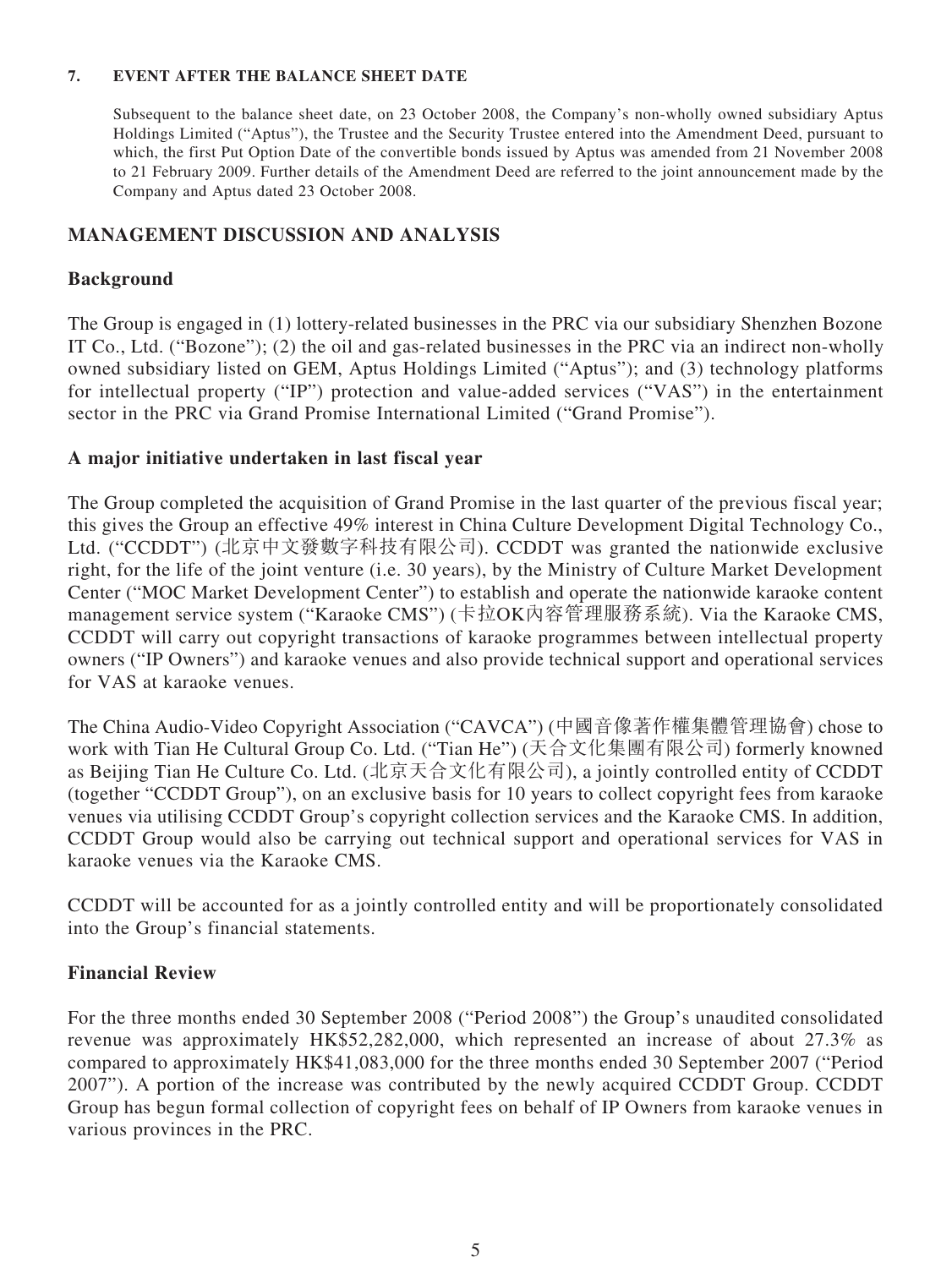**7. EVENT AFTER THE BALANCE SHEET DATE**

Subsequent to the balance sheet date, on 23 October 2008, the Company's non-wholly owned subsidiary Aptus Holdings Limited ("Aptus"), the Trustee and the Security Trustee entered into the Amendment Deed, pursuant to which, the first Put Option Date of the convertible bonds issued by Aptus was amended from 21 November 2008 to 21 February 2009. Further details of the Amendment Deed are referred to the joint announcement made by the Company and Aptus dated 23 October 2008.

## MANAGEMENT DISCUSSION AND ANALYSIS

### Background

The Group is engaged in (1) lottery-related businesses in the PRC via our subsidiary Shenzhen Bozone IT Co., Ltd. ("Bozone"); (2) the oil and gas-related businesses in the PRC via an indirect non-wholly owned subsidiary listed on GEM, Aptus Holdings Limited ("Aptus"); and (3) technology platforms for intellectual property ("IP") protection and value-added services ("VAS") in the entertainment sector in the PRC via Grand Promise International Limited ("Grand Promise").

### A major initiative undertaken in last fiscal year

The Group completed the acquisition of Grand Promise in the last quarter of the previous fiscal year; this gives the Group an effective 49% interest in China Culture Development Digital Technology Co., Ltd. ("CCDDT") (北京中文發數字科技有限公司). CCDDT was granted the nationwide exclusive right, for the life of the joint venture (i.e. 30 years), by the Ministry of Culture Market Development Center ("MOC Market Development Center") to establish and operate the nationwide karaoke content management service system ("Karaoke CMS") (卡拉OK內容管理服務系統). Via the Karaoke CMS, CCDDT will carry out copyright transactions of karaoke programmes between intellectual property owners ("IP Owners") and karaoke venues and also provide technical support and operational services for VAS at karaoke venues.

The China Audio-Video Copyright Association ("CAVCA") (中國音像著作權集體管理協會) chose to work with Tian He Cultural Group Co. Ltd. ("Tian He") (天合文化集團有限公司) formerly knowned as Beijing Tian He Culture Co. Ltd. (北京天合文化有限公司), a jointly controlled entity of CCDDT (together "CCDDT Group"), on an exclusive basis for 10 years to collect copyright fees from karaoke venues via utilising CCDDT Group's copyright collection services and the Karaoke CMS. In addition, CCDDT Group would also be carrying out technical support and operational services for VAS in karaoke venues via the Karaoke CMS.

CCDDT will be accounted for as a jointly controlled entity and will be proportionately consolidated into the Group's financial statements.

### Financial Review

For the three months ended 30 September 2008 ("Period 2008") the Group's unaudited consolidated revenue was approximately HK$52,282,000, which represented an increase of about 27.3% as compared to approximately HK$41,083,000 for the three months ended 30 September 2007 ("Period 2007"). A portion of the increase was contributed by the newly acquired CCDDT Group. CCDDT Group has begun formal collection of copyright fees on behalf of IP Owners from karaoke venues in various provinces in the PRC.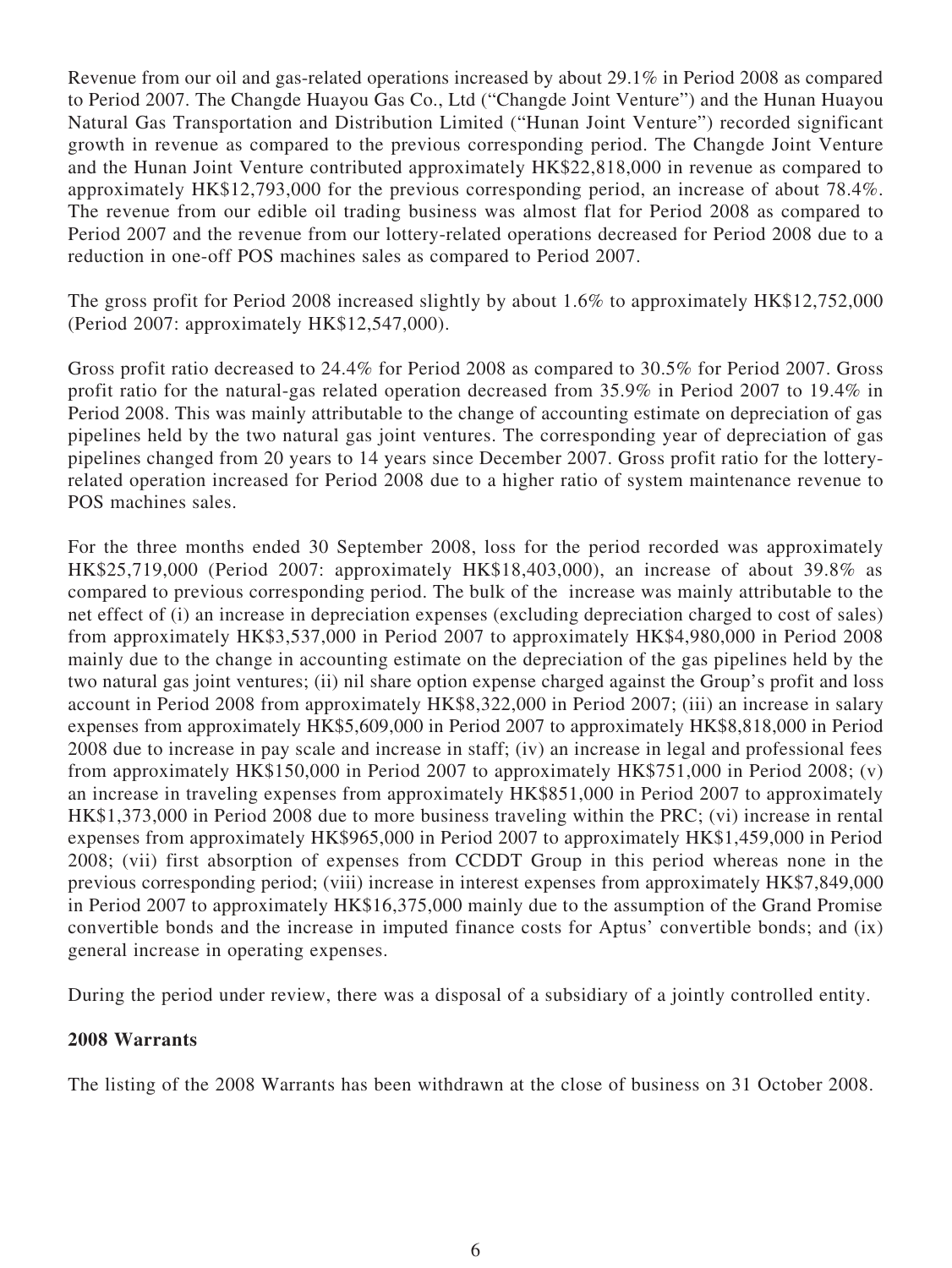Revenue from our oil and gas-related operations increased by about 29.1% in Period 2008 as compared to Period 2007. The Changde Huayou Gas Co., Ltd ("Changde Joint Venture") and the Hunan Huayou Natural Gas Transportation and Distribution Limited ("Hunan Joint Venture") recorded significant growth in revenue as compared to the previous corresponding period. The Changde Joint Venture and the Hunan Joint Venture contributed approximately HK$22,818,000 in revenue as compared to approximately HK$12,793,000 for the previous corresponding period, an increase of about 78.4%. The revenue from our edible oil trading business was almost flat for Period 2008 as compared to Period 2007 and the revenue from our lottery-related operations decreased for Period 2008 due to a reduction in one-off POS machines sales as compared to Period 2007.

The gross profit for Period 2008 increased slightly by about 1.6% to approximately HK$12,752,000 (Period 2007: approximately HK$12,547,000).

Gross profit ratio decreased to 24.4% for Period 2008 as compared to 30.5% for Period 2007. Gross profit ratio for the natural-gas related operation decreased from 35.9% in Period 2007 to 19.4% in Period 2008. This was mainly attributable to the change of accounting estimate on depreciation of gas pipelines held by the two natural gas joint ventures. The corresponding year of depreciation of gas pipelines changed from 20 years to 14 years since December 2007. Gross profit ratio for the lottery-related operation increased for Period 2008 due to a higher ratio of system maintenance revenue to POS machines sales.

For the three months ended 30 September 2008, loss for the period recorded was approximately HK$25,719,000 (Period 2007: approximately HK$18,403,000), an increase of about 39.8% as compared to previous corresponding period. The bulk of the increase was mainly attributable to the net effect of (i) an increase in depreciation expenses (excluding depreciation charged to cost of sales) from approximately HK$3,537,000 in Period 2007 to approximately HK$4,980,000 in Period 2008 mainly due to the change in accounting estimate on the depreciation of the gas pipelines held by the two natural gas joint ventures; (ii) nil share option expense charged against the Group's profit and loss account in Period 2008 from approximately HK$8,322,000 in Period 2007; (iii) an increase in salary expenses from approximately HK$5,609,000 in Period 2007 to approximately HK$8,818,000 in Period 2008 due to increase in pay scale and increase in staff; (iv) an increase in legal and professional fees from approximately HK$150,000 in Period 2007 to approximately HK$751,000 in Period 2008; (v) an increase in traveling expenses from approximately HK$851,000 in Period 2007 to approximately HK$1,373,000 in Period 2008 due to more business traveling within the PRC; (vi) increase in rental expenses from approximately HK$965,000 in Period 2007 to approximately HK$1,459,000 in Period 2008; (vii) first absorption of expenses from CCDDT Group in this period whereas none in the previous corresponding period; (viii) increase in interest expenses from approximately HK$7,849,000 in Period 2007 to approximately HK$16,375,000 mainly due to the assumption of the Grand Promise convertible bonds and the increase in imputed finance costs for Aptus' convertible bonds; and (ix) general increase in operating expenses.

During the period under review, there was a disposal of a subsidiary of a jointly controlled entity.

**2008 Warrants**

The listing of the 2008 Warrants has been withdrawn at the close of business on 31 October 2008.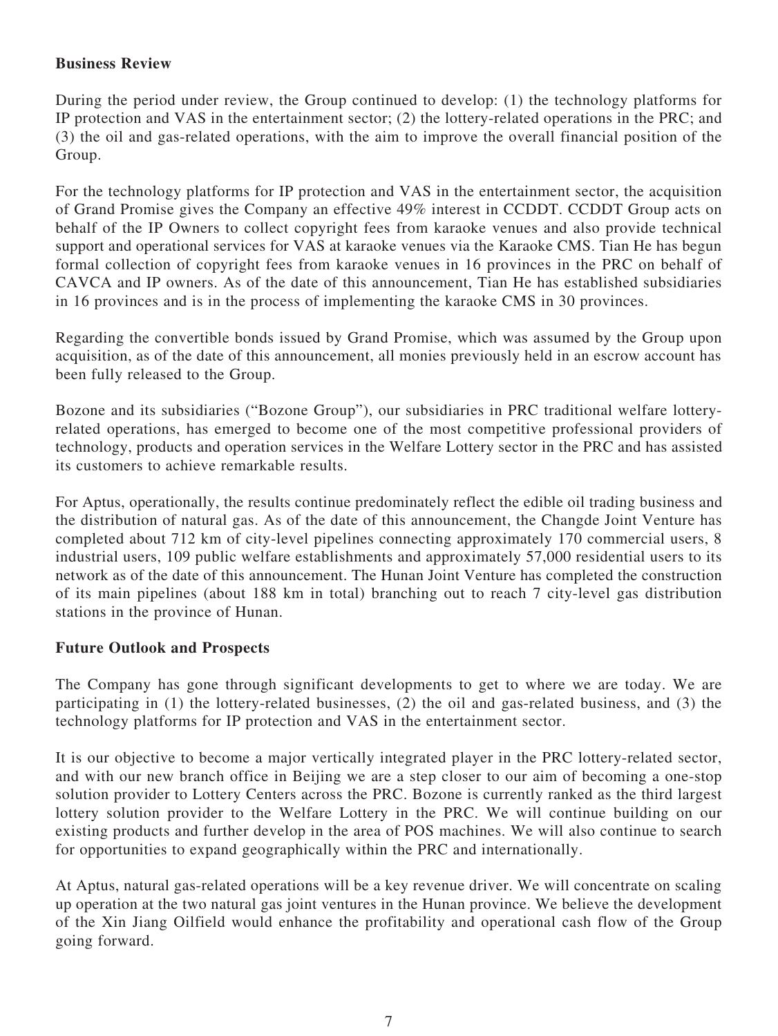**Business Review**

During the period under review, the Group continued to develop: (1) the technology platforms for IP protection and VAS in the entertainment sector; (2) the lottery-related operations in the PRC; and (3) the oil and gas-related operations, with the aim to improve the overall financial position of the Group.

For the technology platforms for IP protection and VAS in the entertainment sector, the acquisition of Grand Promise gives the Company an effective 49% interest in CCDDT. CCDDT Group acts on behalf of the IP Owners to collect copyright fees from karaoke venues and also provide technical support and operational services for VAS at karaoke venues via the Karaoke CMS. Tian He has begun formal collection of copyright fees from karaoke venues in 16 provinces in the PRC on behalf of CAVCA and IP owners. As of the date of this announcement, Tian He has established subsidiaries in 16 provinces and is in the process of implementing the karaoke CMS in 30 provinces.

Regarding the convertible bonds issued by Grand Promise, which was assumed by the Group upon acquisition, as of the date of this announcement, all monies previously held in an escrow account has been fully released to the Group.

Bozone and its subsidiaries ("Bozone Group"), our subsidiaries in PRC traditional welfare lottery-related operations, has emerged to become one of the most competitive professional providers of technology, products and operation services in the Welfare Lottery sector in the PRC and has assisted its customers to achieve remarkable results.

For Aptus, operationally, the results continue predominately reflect the edible oil trading business and the distribution of natural gas. As of the date of this announcement, the Changde Joint Venture has completed about 712 km of city-level pipelines connecting approximately 170 commercial users, 8 industrial users, 109 public welfare establishments and approximately 57,000 residential users to its network as of the date of this announcement. The Hunan Joint Venture has completed the construction of its main pipelines (about 188 km in total) branching out to reach 7 city-level gas distribution stations in the province of Hunan.

**Future Outlook and Prospects**

The Company has gone through significant developments to get to where we are today. We are participating in (1) the lottery-related businesses, (2) the oil and gas-related business, and (3) the technology platforms for IP protection and VAS in the entertainment sector.

It is our objective to become a major vertically integrated player in the PRC lottery-related sector, and with our new branch office in Beijing we are a step closer to our aim of becoming a one-stop solution provider to Lottery Centers across the PRC. Bozone is currently ranked as the third largest lottery solution provider to the Welfare Lottery in the PRC. We will continue building on our existing products and further develop in the area of POS machines. We will also continue to search for opportunities to expand geographically within the PRC and internationally.

At Aptus, natural gas-related operations will be a key revenue driver. We will concentrate on scaling up operation at the two natural gas joint ventures in the Hunan province. We believe the development of the Xin Jiang Oilfield would enhance the profitability and operational cash flow of the Group going forward.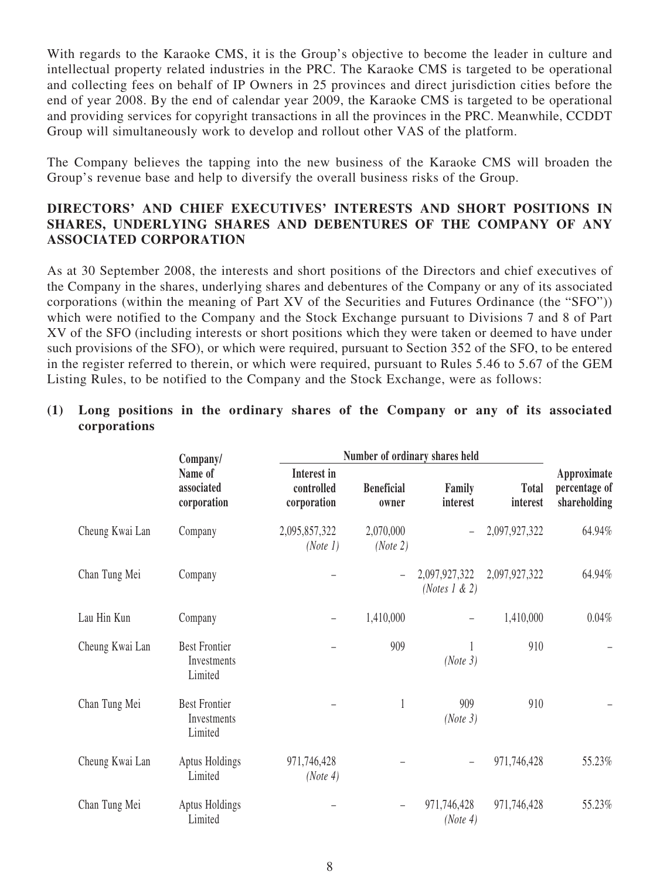With regards to the Karaoke CMS, it is the Group's objective to become the leader in culture and intellectual property related industries in the PRC. The Karaoke CMS is targeted to be operational and collecting fees on behalf of IP Owners in 25 provinces and direct jurisdiction cities before the end of year 2008. By the end of calendar year 2009, the Karaoke CMS is targeted to be operational and providing services for copyright transactions in all the provinces in the PRC. Meanwhile, CCDDT Group will simultaneously work to develop and rollout other VAS of the platform.

The Company believes the tapping into the new business of the Karaoke CMS will broaden the Group's revenue base and help to diversify the overall business risks of the Group.

## DIRECTORS' AND CHIEF EXECUTIVES' INTERESTS AND SHORT POSITIONS IN SHARES, UNDERLYING SHARES AND DEBENTURES OF THE COMPANY OF ANY ASSOCIATED CORPORATION

As at 30 September 2008, the interests and short positions of the Directors and chief executives of the Company in the shares, underlying shares and debentures of the Company or any of its associated corporations (within the meaning of Part XV of the Securities and Futures Ordinance (the "SFO")) which were notified to the Company and the Stock Exchange pursuant to Divisions 7 and 8 of Part XV of the SFO (including interests or short positions which they were taken or deemed to have under such provisions of the SFO), or which were required, pursuant to Section 352 of the SFO, to be entered in the register referred to therein, or which were required, pursuant to Rules 5.46 to 5.67 of the GEM Listing Rules, to be notified to the Company and the Stock Exchange, were as follows:

### (1) Long positions in the ordinary shares of the Company or any of its associated corporations

| | Company/ Name of associated corporation | Number of ordinary shares held | | | | Approximate percentage of shareholding |
|---|---|---|---|---|---|---|
| | | Interest in controlled corporation | Beneficial owner | Family interest | Total interest | |
| Cheung Kwai Lan | Company | 2,095,857,322 *(Note 1)* | 2,070,000 *(Note 2)* | – | 2,097,927,322 | 64.94% |
| Chan Tung Mei | Company | – | – | 2,097,927,322 *(Notes 1 & 2)* | 2,097,927,322 | 64.94% |
| Lau Hin Kun | Company | – | 1,410,000 | – | 1,410,000 | 0.04% |
| Cheung Kwai Lan | Best Frontier Investments Limited | – | 909 | 1 *(Note 3)* | 910 | – |
| Chan Tung Mei | Best Frontier Investments Limited | – | 1 | 909 *(Note 3)* | 910 | – |
| Cheung Kwai Lan | Aptus Holdings Limited | 971,746,428 *(Note 4)* | – | – | 971,746,428 | 55.23% |
| Chan Tung Mei | Aptus Holdings Limited | – | – | 971,746,428 *(Note 4)* | 971,746,428 | 55.23% |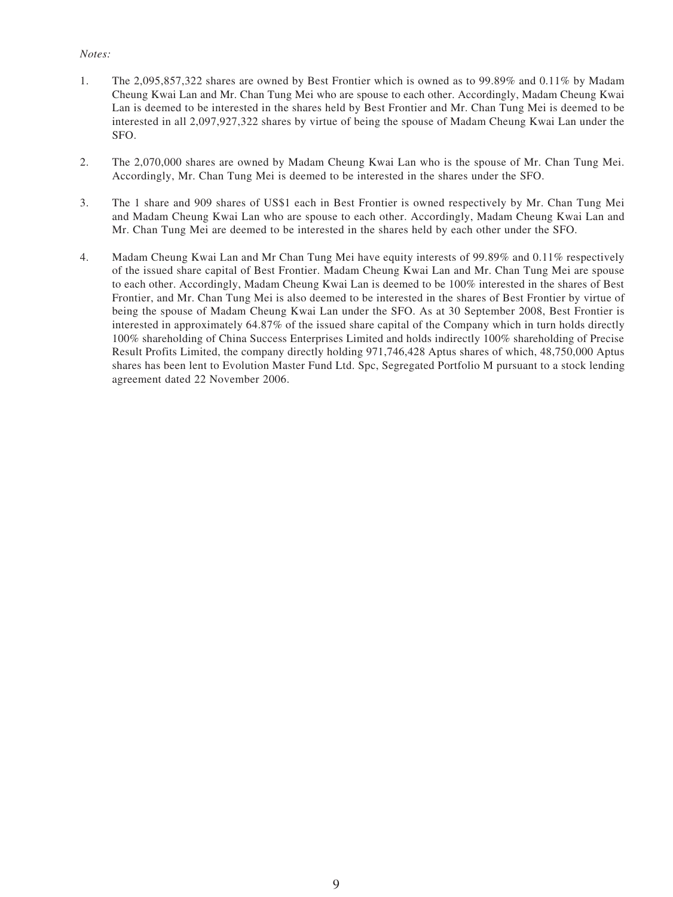*Notes:*

1. The 2,095,857,322 shares are owned by Best Frontier which is owned as to 99.89% and 0.11% by Madam Cheung Kwai Lan and Mr. Chan Tung Mei who are spouse to each other. Accordingly, Madam Cheung Kwai Lan is deemed to be interested in the shares held by Best Frontier and Mr. Chan Tung Mei is deemed to be interested in all 2,097,927,322 shares by virtue of being the spouse of Madam Cheung Kwai Lan under the SFO.

2. The 2,070,000 shares are owned by Madam Cheung Kwai Lan who is the spouse of Mr. Chan Tung Mei. Accordingly, Mr. Chan Tung Mei is deemed to be interested in the shares under the SFO.

3. The 1 share and 909 shares of US$1 each in Best Frontier is owned respectively by Mr. Chan Tung Mei and Madam Cheung Kwai Lan who are spouse to each other. Accordingly, Madam Cheung Kwai Lan and Mr. Chan Tung Mei are deemed to be interested in the shares held by each other under the SFO.

4. Madam Cheung Kwai Lan and Mr Chan Tung Mei have equity interests of 99.89% and 0.11% respectively of the issued share capital of Best Frontier. Madam Cheung Kwai Lan and Mr. Chan Tung Mei are spouse to each other. Accordingly, Madam Cheung Kwai Lan is deemed to be 100% interested in the shares of Best Frontier, and Mr. Chan Tung Mei is also deemed to be interested in the shares of Best Frontier by virtue of being the spouse of Madam Cheung Kwai Lan under the SFO. As at 30 September 2008, Best Frontier is interested in approximately 64.87% of the issued share capital of the Company which in turn holds directly 100% shareholding of China Success Enterprises Limited and holds indirectly 100% shareholding of Precise Result Profits Limited, the company directly holding 971,746,428 Aptus shares of which, 48,750,000 Aptus shares has been lent to Evolution Master Fund Ltd. Spc, Segregated Portfolio M pursuant to a stock lending agreement dated 22 November 2006.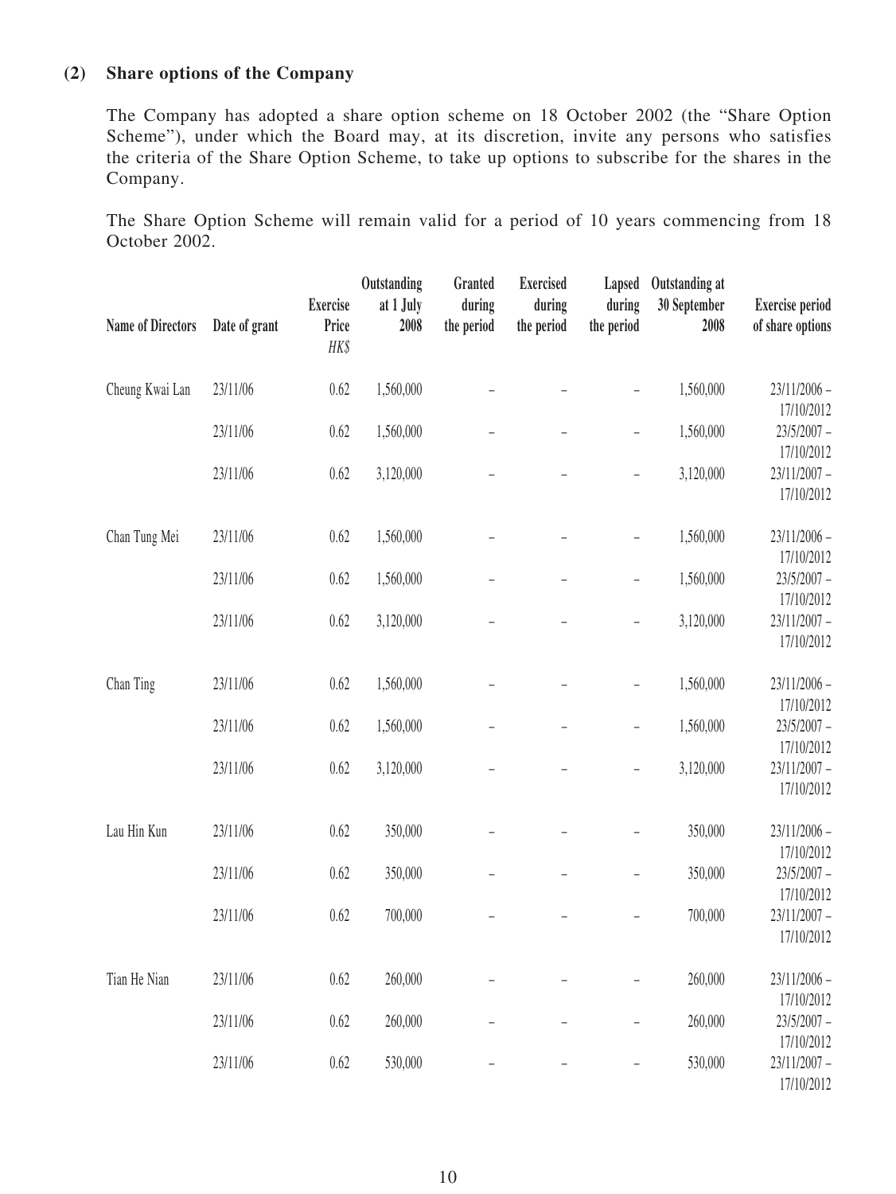### (2) Share options of the Company

The Company has adopted a share option scheme on 18 October 2002 (the "Share Option Scheme"), under which the Board may, at its discretion, invite any persons who satisfies the criteria of the Share Option Scheme, to take up options to subscribe for the shares in the Company.

The Share Option Scheme will remain valid for a period of 10 years commencing from 18 October 2002.

| Name of Directors | Date of grant | Exercise Price *HK$* | Outstanding at 1 July 2008 | Granted during the period | Exercised during the period | Lapsed during the period | Outstanding at 30 September 2008 | Exercise period of share options |
|---|---|---|---|---|---|---|---|---|
| Cheung Kwai Lan | 23/11/06 | 0.62 | 1,560,000 | – | – | – | 1,560,000 | 23/11/2006 – 17/10/2012 |
| | 23/11/06 | 0.62 | 1,560,000 | – | – | – | 1,560,000 | 23/5/2007 – 17/10/2012 |
| | 23/11/06 | 0.62 | 3,120,000 | – | – | – | 3,120,000 | 23/11/2007 – 17/10/2012 |
| Chan Tung Mei | 23/11/06 | 0.62 | 1,560,000 | – | – | – | 1,560,000 | 23/11/2006 – 17/10/2012 |
| | 23/11/06 | 0.62 | 1,560,000 | – | – | – | 1,560,000 | 23/5/2007 – 17/10/2012 |
| | 23/11/06 | 0.62 | 3,120,000 | – | – | – | 3,120,000 | 23/11/2007 – 17/10/2012 |
| Chan Ting | 23/11/06 | 0.62 | 1,560,000 | – | – | – | 1,560,000 | 23/11/2006 – 17/10/2012 |
| | 23/11/06 | 0.62 | 1,560,000 | – | – | – | 1,560,000 | 23/5/2007 – 17/10/2012 |
| | 23/11/06 | 0.62 | 3,120,000 | – | – | – | 3,120,000 | 23/11/2007 – 17/10/2012 |
| Lau Hin Kun | 23/11/06 | 0.62 | 350,000 | – | – | – | 350,000 | 23/11/2006 – 17/10/2012 |
| | 23/11/06 | 0.62 | 350,000 | – | – | – | 350,000 | 23/5/2007 – 17/10/2012 |
| | 23/11/06 | 0.62 | 700,000 | – | – | – | 700,000 | 23/11/2007 – 17/10/2012 |
| Tian He Nian | 23/11/06 | 0.62 | 260,000 | – | – | – | 260,000 | 23/11/2006 – 17/10/2012 |
| | 23/11/06 | 0.62 | 260,000 | – | – | – | 260,000 | 23/5/2007 – 17/10/2012 |
| | 23/11/06 | 0.62 | 530,000 | – | – | – | 530,000 | 23/11/2007 – 17/10/2012 |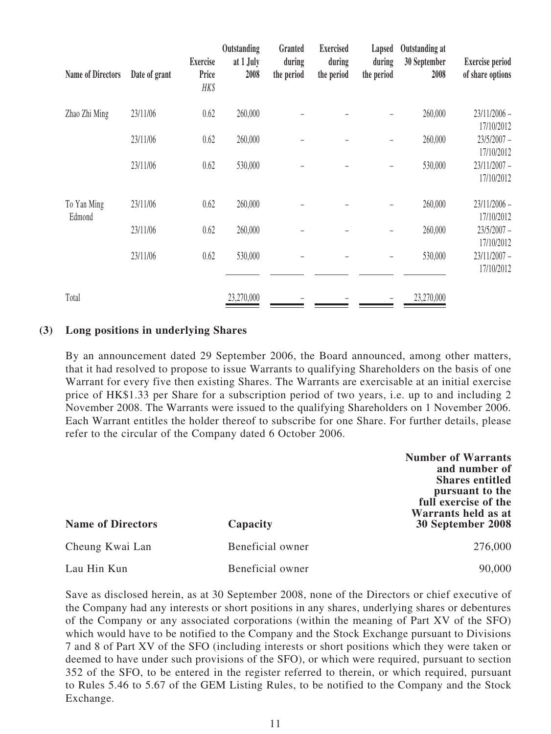| Name of Directors | Date of grant | Exercise Price HK$ | Outstanding at 1 July 2008 | Granted during the period | Exercised during the period | Lapsed during the period | Outstanding at 30 September 2008 | Exercise period of share options |
|---|---|---|---|---|---|---|---|---|
| Zhao Zhi Ming | 23/11/06 | 0.62 | 260,000 | – | – | – | 260,000 | 23/11/2006 – 17/10/2012 |
| | 23/11/06 | 0.62 | 260,000 | – | – | – | 260,000 | 23/5/2007 – 17/10/2012 |
| | 23/11/06 | 0.62 | 530,000 | – | – | – | 530,000 | 23/11/2007 – 17/10/2012 |
| To Yan Ming Edmond | 23/11/06 | 0.62 | 260,000 | – | – | – | 260,000 | 23/11/2006 – 17/10/2012 |
| | 23/11/06 | 0.62 | 260,000 | – | – | – | 260,000 | 23/5/2007 – 17/10/2012 |
| | 23/11/06 | 0.62 | 530,000 | – | – | – | 530,000 | 23/11/2007 – 17/10/2012 |
| Total | | | 23,270,000 | – | – | – | 23,270,000 | |

**(3) Long positions in underlying Shares**

By an announcement dated 29 September 2006, the Board announced, among other matters, that it had resolved to propose to issue Warrants to qualifying Shareholders on the basis of one Warrant for every five then existing Shares. The Warrants are exercisable at an initial exercise price of HK$1.33 per Share for a subscription period of two years, i.e. up to and including 2 November 2008. The Warrants were issued to the qualifying Shareholders on 1 November 2006. Each Warrant entitles the holder thereof to subscribe for one Share. For further details, please refer to the circular of the Company dated 6 October 2006.

| Name of Directors | Capacity | Number of Warrants and number of Shares entitled pursuant to the full exercise of the Warrants held as at 30 September 2008 |
|---|---|---|
| Cheung Kwai Lan | Beneficial owner | 276,000 |
| Lau Hin Kun | Beneficial owner | 90,000 |

Save as disclosed herein, as at 30 September 2008, none of the Directors or chief executive of the Company had any interests or short positions in any shares, underlying shares or debentures of the Company or any associated corporations (within the meaning of Part XV of the SFO) which would have to be notified to the Company and the Stock Exchange pursuant to Divisions 7 and 8 of Part XV of the SFO (including interests or short positions which they were taken or deemed to have under such provisions of the SFO), or which were required, pursuant to section 352 of the SFO, to be entered in the register referred to therein, or which required, pursuant to Rules 5.46 to 5.67 of the GEM Listing Rules, to be notified to the Company and the Stock Exchange.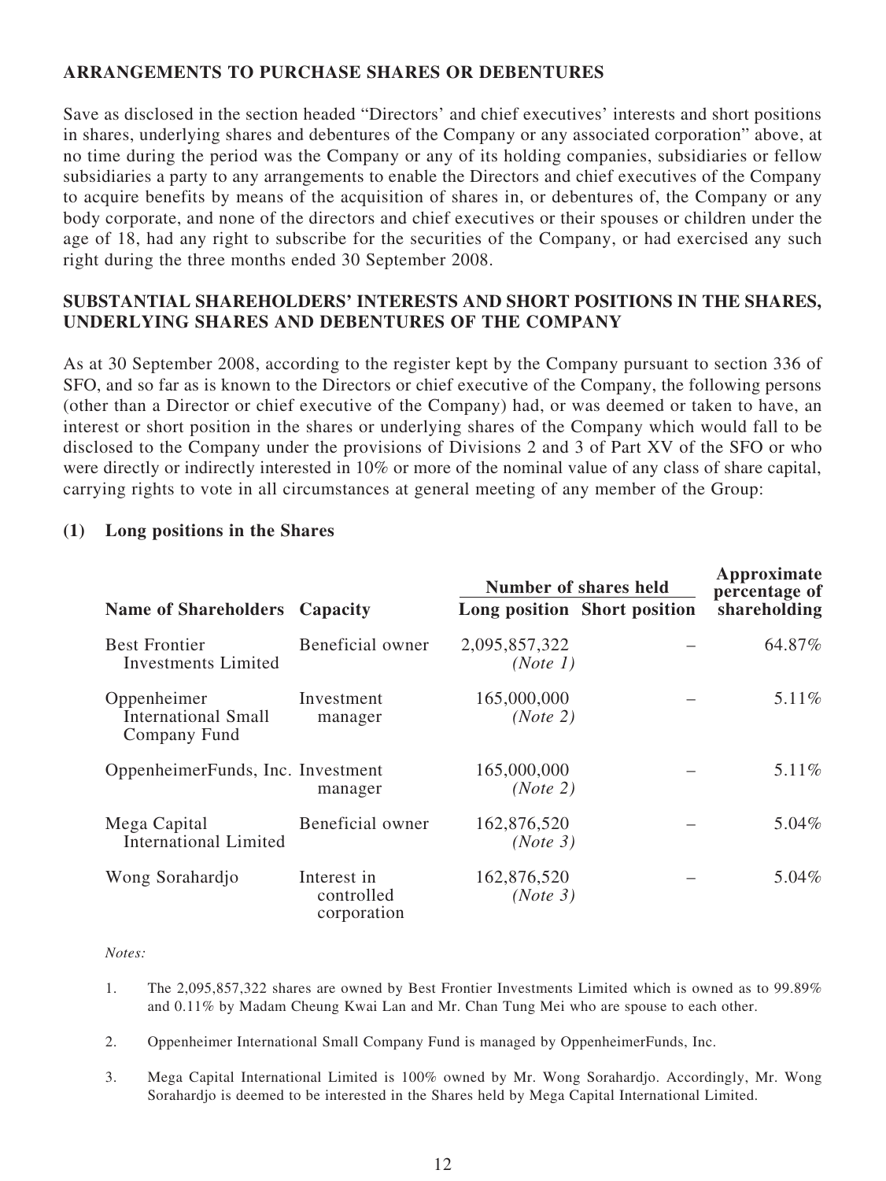## ARRANGEMENTS TO PURCHASE SHARES OR DEBENTURES

Save as disclosed in the section headed "Directors' and chief executives' interests and short positions in shares, underlying shares and debentures of the Company or any associated corporation" above, at no time during the period was the Company or any of its holding companies, subsidiaries or fellow subsidiaries a party to any arrangements to enable the Directors and chief executives of the Company to acquire benefits by means of the acquisition of shares in, or debentures of, the Company or any body corporate, and none of the directors and chief executives or their spouses or children under the age of 18, had any right to subscribe for the securities of the Company, or had exercised any such right during the three months ended 30 September 2008.

## SUBSTANTIAL SHAREHOLDERS' INTERESTS AND SHORT POSITIONS IN THE SHARES, UNDERLYING SHARES AND DEBENTURES OF THE COMPANY

As at 30 September 2008, according to the register kept by the Company pursuant to section 336 of SFO, and so far as is known to the Directors or chief executive of the Company, the following persons (other than a Director or chief executive of the Company) had, or was deemed or taken to have, an interest or short position in the shares or underlying shares of the Company which would fall to be disclosed to the Company under the provisions of Divisions 2 and 3 of Part XV of the SFO or who were directly or indirectly interested in 10% or more of the nominal value of any class of share capital, carrying rights to vote in all circumstances at general meeting of any member of the Group:

### (1) Long positions in the Shares

| Name of Shareholders | Capacity | Number of shares held | | Approximate percentage of shareholding |
|---|---|---|---|---|
| | | Long position | Short position | |
| Best Frontier Investments Limited | Beneficial owner | 2,095,857,322 *(Note 1)* | – | 64.87% |
| Oppenheimer International Small Company Fund | Investment manager | 165,000,000 *(Note 2)* | – | 5.11% |
| OppenheimerFunds, Inc. | Investment manager | 165,000,000 *(Note 2)* | – | 5.11% |
| Mega Capital International Limited | Beneficial owner | 162,876,520 *(Note 3)* | – | 5.04% |
| Wong Sorahardjo | Interest in controlled corporation | 162,876,520 *(Note 3)* | – | 5.04% |

*Notes:*

1. The 2,095,857,322 shares are owned by Best Frontier Investments Limited which is owned as to 99.89% and 0.11% by Madam Cheung Kwai Lan and Mr. Chan Tung Mei who are spouse to each other.

2. Oppenheimer International Small Company Fund is managed by OppenheimerFunds, Inc.

3. Mega Capital International Limited is 100% owned by Mr. Wong Sorahardjo. Accordingly, Mr. Wong Sorahardjo is deemed to be interested in the Shares held by Mega Capital International Limited.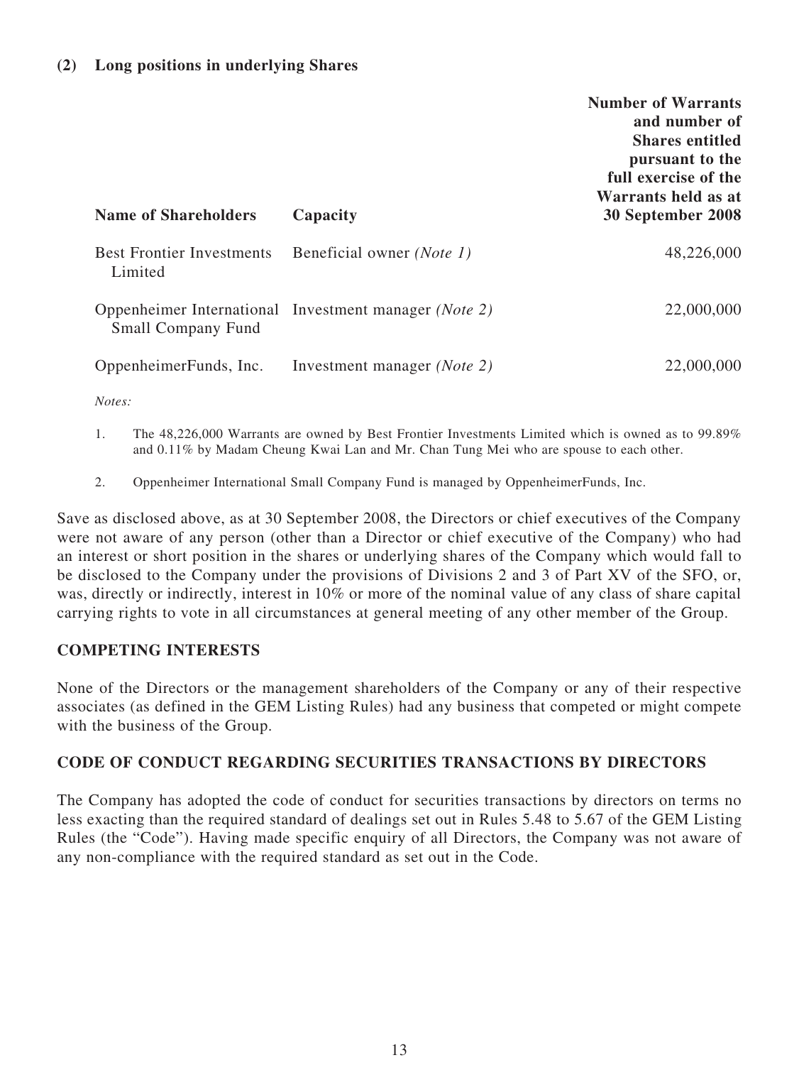**(2) Long positions in underlying Shares**

| Name of Shareholders | Capacity | Number of Warrants and number of Shares entitled pursuant to the full exercise of the Warrants held as at 30 September 2008 |
|---|---|---|
| Best Frontier Investments Limited | Beneficial owner *(Note 1)* | 48,226,000 |
| Oppenheimer International Small Company Fund | Investment manager *(Note 2)* | 22,000,000 |
| OppenheimerFunds, Inc. | Investment manager *(Note 2)* | 22,000,000 |

*Notes:*

1. The 48,226,000 Warrants are owned by Best Frontier Investments Limited which is owned as to 99.89% and 0.11% by Madam Cheung Kwai Lan and Mr. Chan Tung Mei who are spouse to each other.

2. Oppenheimer International Small Company Fund is managed by OppenheimerFunds, Inc.

Save as disclosed above, as at 30 September 2008, the Directors or chief executives of the Company were not aware of any person (other than a Director or chief executive of the Company) who had an interest or short position in the shares or underlying shares of the Company which would fall to be disclosed to the Company under the provisions of Divisions 2 and 3 of Part XV of the SFO, or, was, directly or indirectly, interest in 10% or more of the nominal value of any class of share capital carrying rights to vote in all circumstances at general meeting of any other member of the Group.

## COMPETING INTERESTS

None of the Directors or the management shareholders of the Company or any of their respective associates (as defined in the GEM Listing Rules) had any business that competed or might compete with the business of the Group.

## CODE OF CONDUCT REGARDING SECURITIES TRANSACTIONS BY DIRECTORS

The Company has adopted the code of conduct for securities transactions by directors on terms no less exacting than the required standard of dealings set out in Rules 5.48 to 5.67 of the GEM Listing Rules (the "Code"). Having made specific enquiry of all Directors, the Company was not aware of any non-compliance with the required standard as set out in the Code.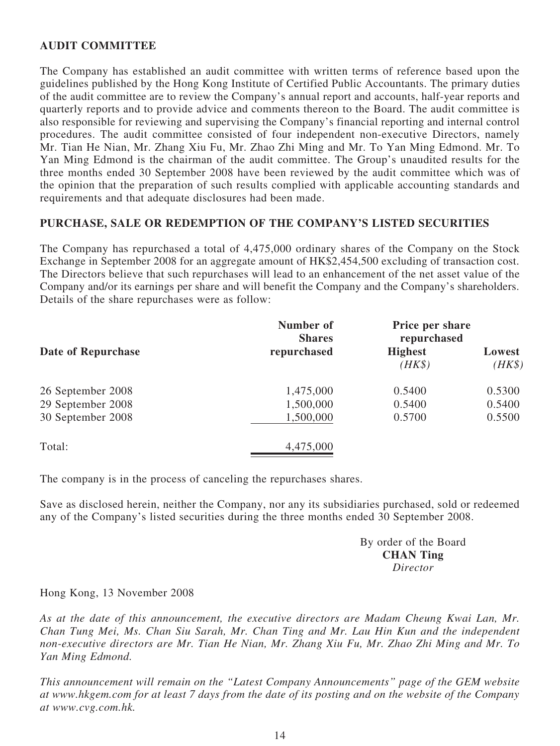## AUDIT COMMITTEE

The Company has established an audit committee with written terms of reference based upon the guidelines published by the Hong Kong Institute of Certified Public Accountants. The primary duties of the audit committee are to review the Company's annual report and accounts, half-year reports and quarterly reports and to provide advice and comments thereon to the Board. The audit committee is also responsible for reviewing and supervising the Company's financial reporting and internal control procedures. The audit committee consisted of four independent non-executive Directors, namely Mr. Tian He Nian, Mr. Zhang Xiu Fu, Mr. Zhao Zhi Ming and Mr. To Yan Ming Edmond. Mr. To Yan Ming Edmond is the chairman of the audit committee. The Group's unaudited results for the three months ended 30 September 2008 have been reviewed by the audit committee which was of the opinion that the preparation of such results complied with applicable accounting standards and requirements and that adequate disclosures had been made.

## PURCHASE, SALE OR REDEMPTION OF THE COMPANY'S LISTED SECURITIES

The Company has repurchased a total of 4,475,000 ordinary shares of the Company on the Stock Exchange in September 2008 for an aggregate amount of HK$2,454,500 excluding of transaction cost. The Directors believe that such repurchases will lead to an enhancement of the net asset value of the Company and/or its earnings per share and will benefit the Company and the Company's shareholders. Details of the share repurchases were as follow:

| Date of Repurchase | Number of Shares repurchased | Price per share repurchased | |
|---|---|---|---|
| | | **Highest** *(HK$)* | **Lowest** *(HK$)* |
| 26 September 2008 | 1,475,000 | 0.5400 | 0.5300 |
| 29 September 2008 | 1,500,000 | 0.5400 | 0.5400 |
| 30 September 2008 | 1,500,000 | 0.5700 | 0.5500 |
| Total: | 4,475,000 | | |

The company is in the process of canceling the repurchases shares.

Save as disclosed herein, neither the Company, nor any its subsidiaries purchased, sold or redeemed any of the Company's listed securities during the three months ended 30 September 2008.

By order of the Board
**CHAN Ting**
*Director*

Hong Kong, 13 November 2008

*As at the date of this announcement, the executive directors are Madam Cheung Kwai Lan, Mr. Chan Tung Mei, Ms. Chan Siu Sarah, Mr. Chan Ting and Mr. Lau Hin Kun and the independent non-executive directors are Mr. Tian He Nian, Mr. Zhang Xiu Fu, Mr. Zhao Zhi Ming and Mr. To Yan Ming Edmond.*

*This announcement will remain on the "Latest Company Announcements" page of the GEM website at www.hkgem.com for at least 7 days from the date of its posting and on the website of the Company at www.cvg.com.hk.*